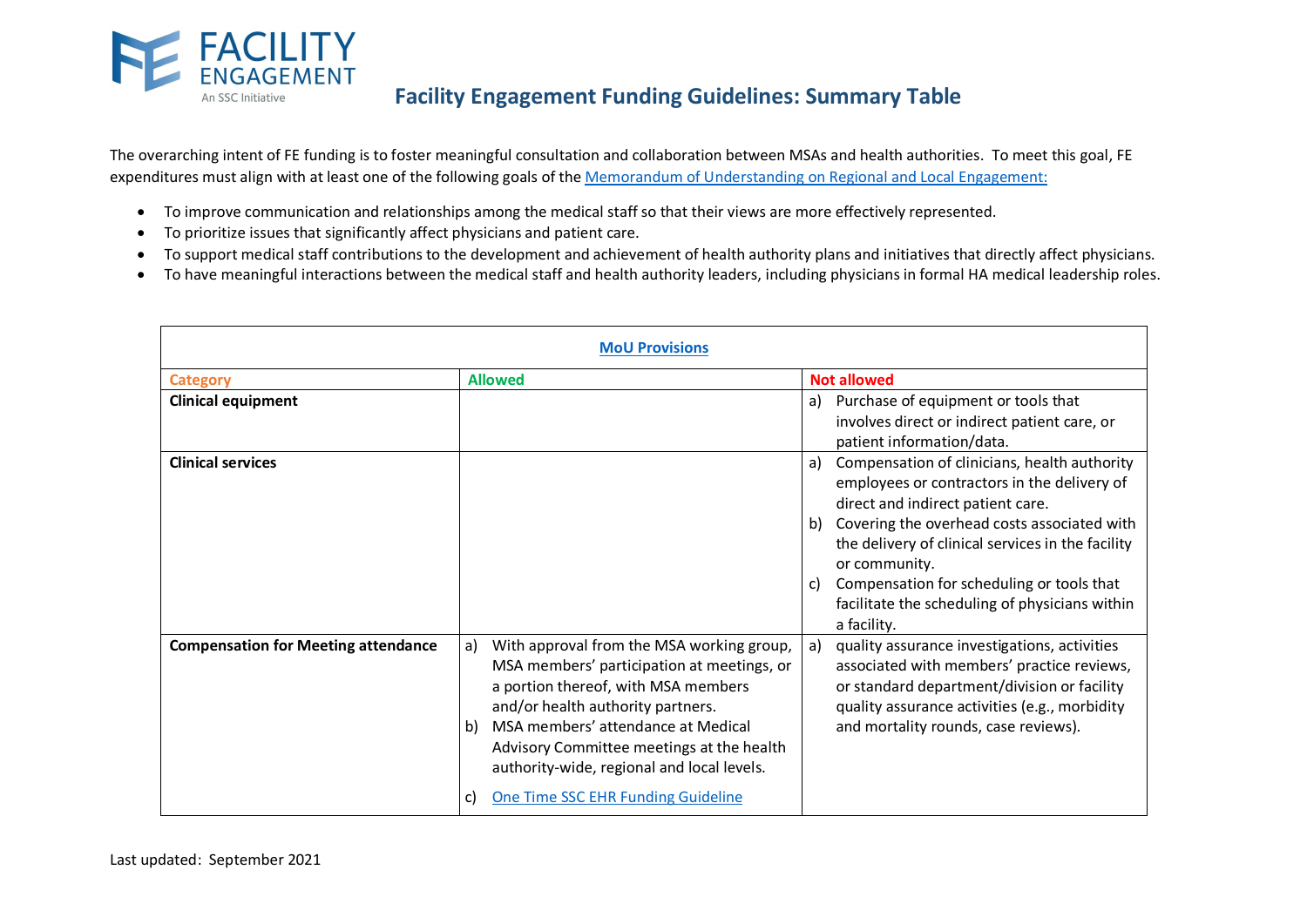# Facility Engagement Funding Guidelines: Summary Table

The overarching intent of FE funding is to foster meaningful consultation and collaboration between MSAs and health authorities. To meet this goal, FE expenditures must align with at least one of the following goals of the Memorandum of Understanding on Regional and Local Engagement:

- To improve communication and relationships among the medical staff so that their views are more effectively represented.
- To prioritize issues that significantly affect physicians and patient care.
- To support medical staff contributions to the development and achievement of health authority plans and initiatives that directly affect physicians.
- To have meaningful interactions between the medical staff and health authority leaders, including physicians in formal HA medical leadership roles.

| MoU Provisions | | |
|---|---|---|
| **Category** | **Allowed** | **Not allowed** |
| **Clinical equipment** | | a) Purchase of equipment or tools that involves direct or indirect patient care, or patient information/data. |
| **Clinical services** | | a) Compensation of clinicians, health authority employees or contractors in the delivery of direct and indirect patient care.<br>b) Covering the overhead costs associated with the delivery of clinical services in the facility or community.<br>c) Compensation for scheduling or tools that facilitate the scheduling of physicians within a facility. |
| **Compensation for Meeting attendance** | a) With approval from the MSA working group, MSA members' participation at meetings, or a portion thereof, with MSA members and/or health authority partners.<br>b) MSA members' attendance at Medical Advisory Committee meetings at the health authority-wide, regional and local levels.<br>c) One Time SSC EHR Funding Guideline | a) quality assurance investigations, activities associated with members' practice reviews, or standard department/division or facility quality assurance activities (e.g., morbidity and mortality rounds, case reviews). |

Last updated: September 2021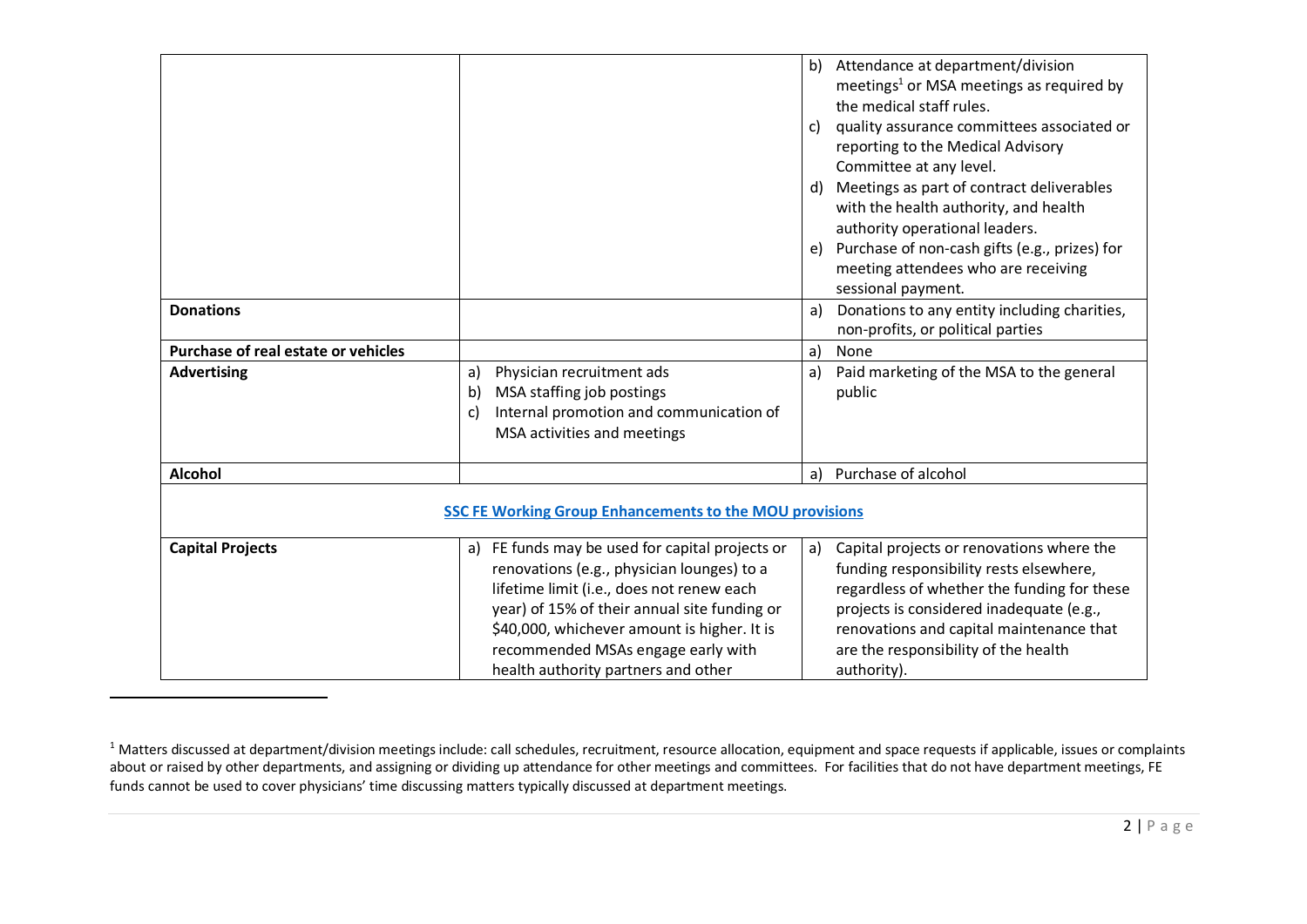| | | |
|---|---|---|
| | | b) Attendance at department/division meetings[1] or MSA meetings as required by the medical staff rules.<br>c) quality assurance committees associated or reporting to the Medical Advisory Committee at any level.<br>d) Meetings as part of contract deliverables with the health authority, and health authority operational leaders.<br>e) Purchase of non-cash gifts (e.g., prizes) for meeting attendees who are receiving sessional payment. |
| **Donations** | | a) Donations to any entity including charities, non-profits, or political parties |
| **Purchase of real estate or vehicles** | | a) None |
| **Advertising** | a) Physician recruitment ads<br>b) MSA staffing job postings<br>c) Internal promotion and communication of MSA activities and meetings | a) Paid marketing of the MSA to the general public |
| **Alcohol** | | a) Purchase of alcohol |
| **SSC FE Working Group Enhancements to the MOU provisions** | | |
| **Capital Projects** | a) FE funds may be used for capital projects or renovations (e.g., physician lounges) to a lifetime limit (i.e., does not renew each year) of 15% of their annual site funding or $40,000, whichever amount is higher. It is recommended MSAs engage early with health authority partners and other | a) Capital projects or renovations where the funding responsibility rests elsewhere, regardless of whether the funding for these projects is considered inadequate (e.g., renovations and capital maintenance that are the responsibility of the health authority). |

[1] Matters discussed at department/division meetings include: call schedules, recruitment, resource allocation, equipment and space requests if applicable, issues or complaints about or raised by other departments, and assigning or dividing up attendance for other meetings and committees. For facilities that do not have department meetings, FE funds cannot be used to cover physicians' time discussing matters typically discussed at department meetings.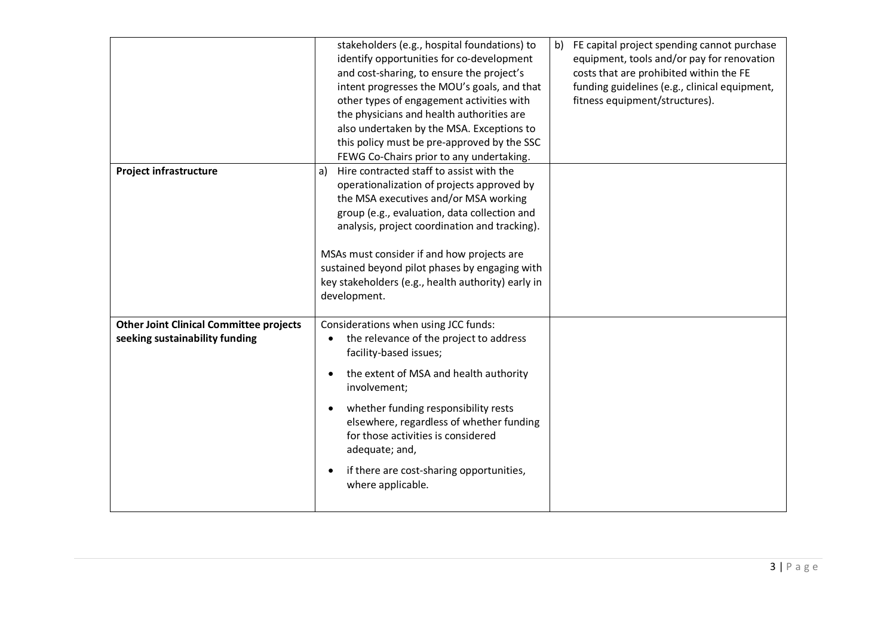| | | |
|---|---|---|
| | stakeholders (e.g., hospital foundations) to identify opportunities for co-development and cost-sharing, to ensure the project's intent progresses the MOU's goals, and that other types of engagement activities with the physicians and health authorities are also undertaken by the MSA. Exceptions to this policy must be pre-approved by the SSC FEWG Co-Chairs prior to any undertaking. | b) FE capital project spending cannot purchase equipment, tools and/or pay for renovation costs that are prohibited within the FE funding guidelines (e.g., clinical equipment, fitness equipment/structures). |
| **Project infrastructure** | a) Hire contracted staff to assist with the operationalization of projects approved by the MSA executives and/or MSA working group (e.g., evaluation, data collection and analysis, project coordination and tracking).<br><br>MSAs must consider if and how projects are sustained beyond pilot phases by engaging with key stakeholders (e.g., health authority) early in development. | |
| **Other Joint Clinical Committee projects seeking sustainability funding** | Considerations when using JCC funds:<br>• the relevance of the project to address facility-based issues;<br>• the extent of MSA and health authority involvement;<br>• whether funding responsibility rests elsewhere, regardless of whether funding for those activities is considered adequate; and,<br>• if there are cost-sharing opportunities, where applicable. | |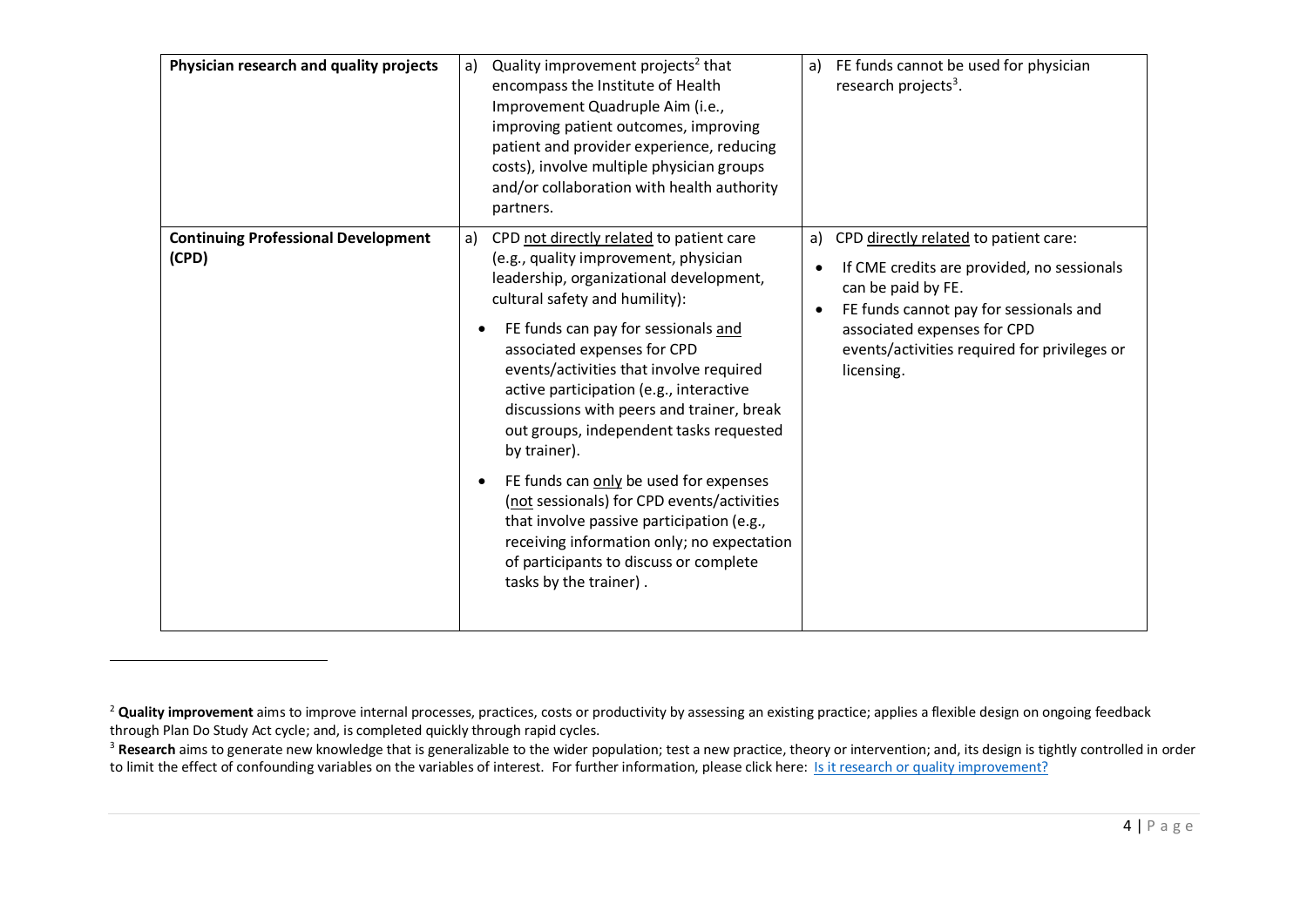| Physician research and quality projects | a) Quality improvement projects[2] that encompass the Institute of Health Improvement Quadruple Aim (i.e., improving patient outcomes, improving patient and provider experience, reducing costs), involve multiple physician groups and/or collaboration with health authority partners. | a) FE funds cannot be used for physician research projects[3]. |
|---|---|---|
| **Continuing Professional Development (CPD)** | a) CPD not directly related to patient care (e.g., quality improvement, physician leadership, organizational development, cultural safety and humility):<br>• FE funds can pay for sessionals and associated expenses for CPD events/activities that involve required active participation (e.g., interactive discussions with peers and trainer, break out groups, independent tasks requested by trainer).<br>• FE funds can only be used for expenses (not sessionals) for CPD events/activities that involve passive participation (e.g., receiving information only; no expectation of participants to discuss or complete tasks by the trainer) . | a) CPD directly related to patient care:<br>• If CME credits are provided, no sessionals can be paid by FE.<br>• FE funds cannot pay for sessionals and associated expenses for CPD events/activities required for privileges or licensing. |

[2] **Quality improvement** aims to improve internal processes, practices, costs or productivity by assessing an existing practice; applies a flexible design on ongoing feedback through Plan Do Study Act cycle; and, is completed quickly through rapid cycles.

[3] **Research** aims to generate new knowledge that is generalizable to the wider population; test a new practice, theory or intervention; and, its design is tightly controlled in order to limit the effect of confounding variables on the variables of interest. For further information, please click here: Is it research or quality improvement?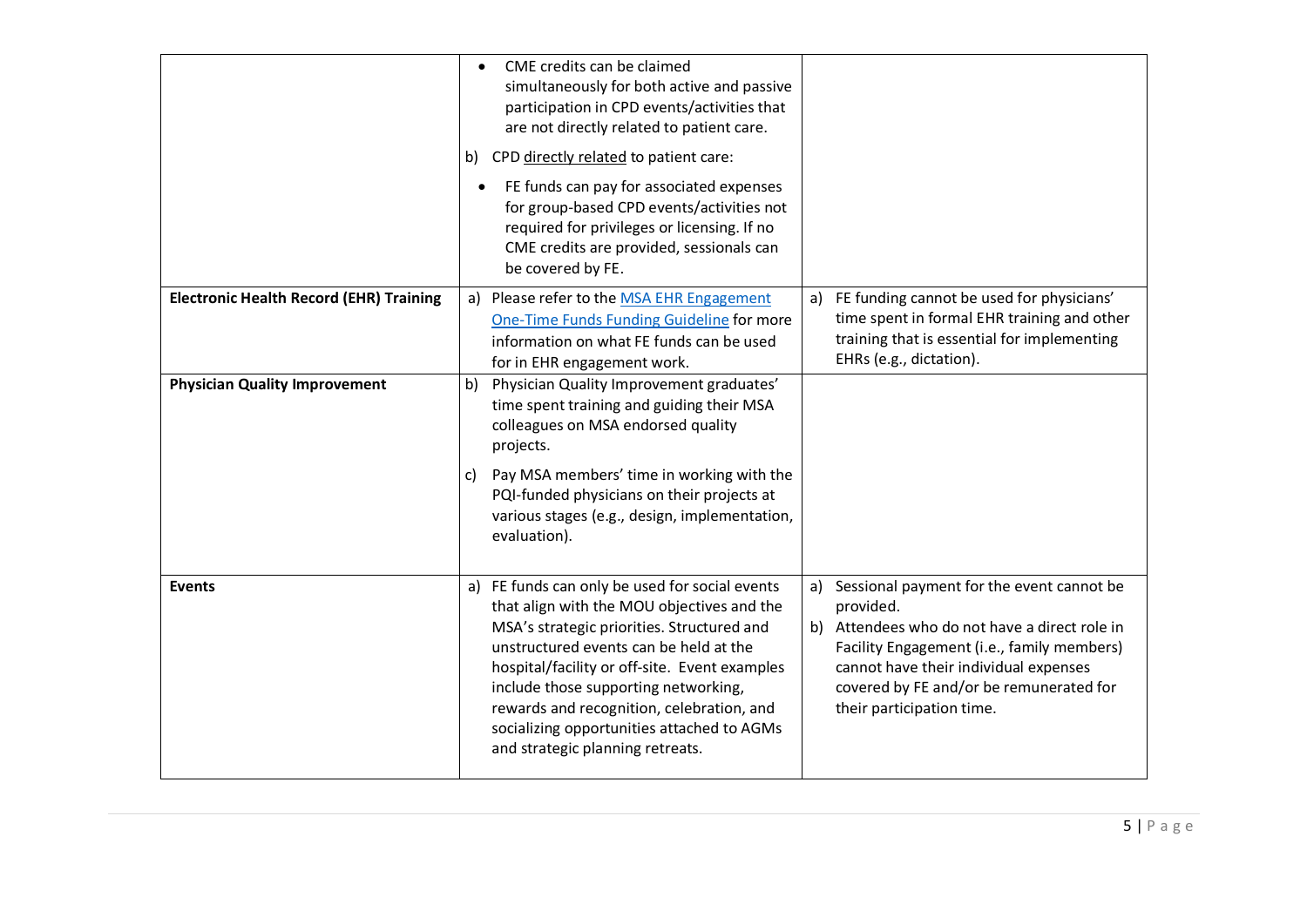| | | |
|---|---|---|
| | • CME credits can be claimed simultaneously for both active and passive participation in CPD events/activities that are not directly related to patient care.<br><br>b) CPD directly related to patient care:<br><br>• FE funds can pay for associated expenses for group-based CPD events/activities not required for privileges or licensing. If no CME credits are provided, sessionals can be covered by FE. | |
| **Electronic Health Record (EHR) Training** | a) Please refer to the [MSA EHR Engagement One-Time Funds Funding Guideline]() for more information on what FE funds can be used for in EHR engagement work. | a) FE funding cannot be used for physicians' time spent in formal EHR training and other training that is essential for implementing EHRs (e.g., dictation). |
| **Physician Quality Improvement** | b) Physician Quality Improvement graduates' time spent training and guiding their MSA colleagues on MSA endorsed quality projects.<br><br>c) Pay MSA members' time in working with the PQI-funded physicians on their projects at various stages (e.g., design, implementation, evaluation). | |
| **Events** | a) FE funds can only be used for social events that align with the MOU objectives and the MSA's strategic priorities. Structured and unstructured events can be held at the hospital/facility or off-site. Event examples include those supporting networking, rewards and recognition, celebration, and socializing opportunities attached to AGMs and strategic planning retreats. | a) Sessional payment for the event cannot be provided.<br>b) Attendees who do not have a direct role in Facility Engagement (i.e., family members) cannot have their individual expenses covered by FE and/or be remunerated for their participation time. |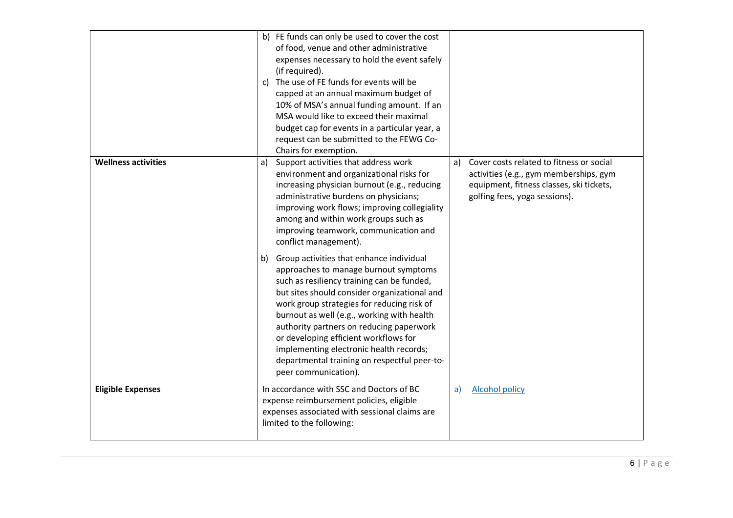| | | |
|---|---|---|
| | b) FE funds can only be used to cover the cost of food, venue and other administrative expenses necessary to hold the event safely (if required).<br>c) The use of FE funds for events will be capped at an annual maximum budget of 10% of MSA's annual funding amount. If an MSA would like to exceed their maximal budget cap for events in a particular year, a request can be submitted to the FEWG Co-Chairs for exemption. | |
| **Wellness activities** | a) Support activities that address work environment and organizational risks for increasing physician burnout (e.g., reducing administrative burdens on physicians; improving work flows; improving collegiality among and within work groups such as improving teamwork, communication and conflict management).<br><br>b) Group activities that enhance individual approaches to manage burnout symptoms such as resiliency training can be funded, but sites should consider organizational and work group strategies for reducing risk of burnout as well (e.g., working with health authority partners on reducing paperwork or developing efficient workflows for implementing electronic health records; departmental training on respectful peer-to-peer communication). | a) Cover costs related to fitness or social activities (e.g., gym memberships, gym equipment, fitness classes, ski tickets, golfing fees, yoga sessions). |
| **Eligible Expenses** | In accordance with SSC and Doctors of BC expense reimbursement policies, eligible expenses associated with sessional claims are limited to the following: | a) Alcohol policy |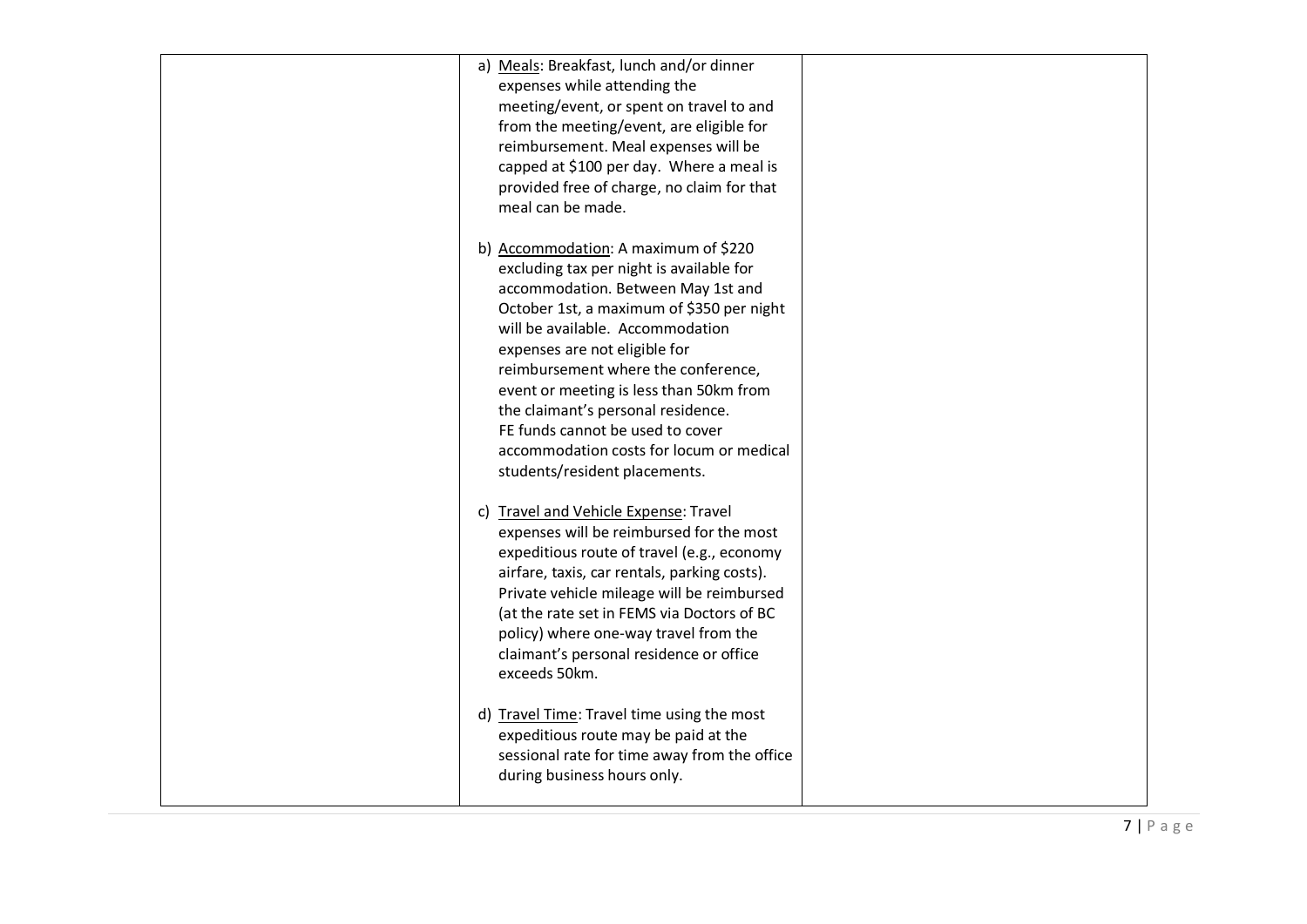| | | |
|---|---|---|
| | a) <u>Meals</u>: Breakfast, lunch and/or dinner expenses while attending the meeting/event, or spent on travel to and from the meeting/event, are eligible for reimbursement. Meal expenses will be capped at $100 per day. Where a meal is provided free of charge, no claim for that meal can be made.<br><br>b) <u>Accommodation</u>: A maximum of $220 excluding tax per night is available for accommodation. Between May 1st and October 1st, a maximum of $350 per night will be available. Accommodation expenses are not eligible for reimbursement where the conference, event or meeting is less than 50km from the claimant's personal residence. FE funds cannot be used to cover accommodation costs for locum or medical students/resident placements.<br><br>c) <u>Travel and Vehicle Expense</u>: Travel expenses will be reimbursed for the most expeditious route of travel (e.g., economy airfare, taxis, car rentals, parking costs). Private vehicle mileage will be reimbursed (at the rate set in FEMS via Doctors of BC policy) where one-way travel from the claimant's personal residence or office exceeds 50km.<br><br>d) <u>Travel Time</u>: Travel time using the most expeditious route may be paid at the sessional rate for time away from the office during business hours only. | |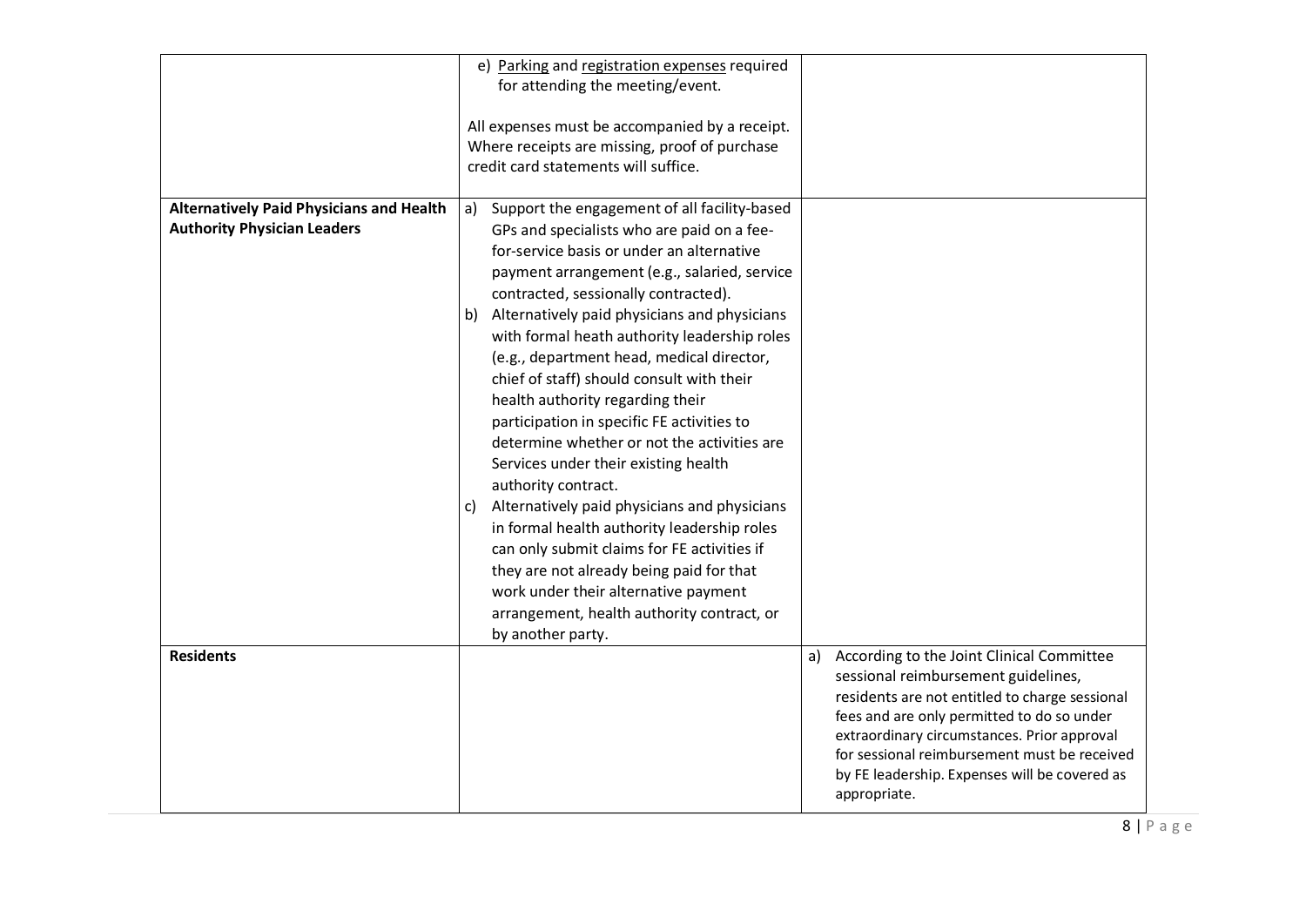|  |  |  |
|---|---|---|
|  | e) <u>Parking</u> and <u>registration expenses</u> required for attending the meeting/event.<br><br>All expenses must be accompanied by a receipt. Where receipts are missing, proof of purchase credit card statements will suffice. |  |
| **Alternatively Paid Physicians and Health Authority Physician Leaders** | a) Support the engagement of all facility-based GPs and specialists who are paid on a fee-for-service basis or under an alternative payment arrangement (e.g., salaried, service contracted, sessionally contracted).<br>b) Alternatively paid physicians and physicians with formal heath authority leadership roles (e.g., department head, medical director, chief of staff) should consult with their health authority regarding their participation in specific FE activities to determine whether or not the activities are Services under their existing health authority contract.<br>c) Alternatively paid physicians and physicians in formal health authority leadership roles can only submit claims for FE activities if they are not already being paid for that work under their alternative payment arrangement, health authority contract, or by another party. |  |
| **Residents** |  | a) According to the Joint Clinical Committee sessional reimbursement guidelines, residents are not entitled to charge sessional fees and are only permitted to do so under extraordinary circumstances. Prior approval for sessional reimbursement must be received by FE leadership. Expenses will be covered as appropriate. |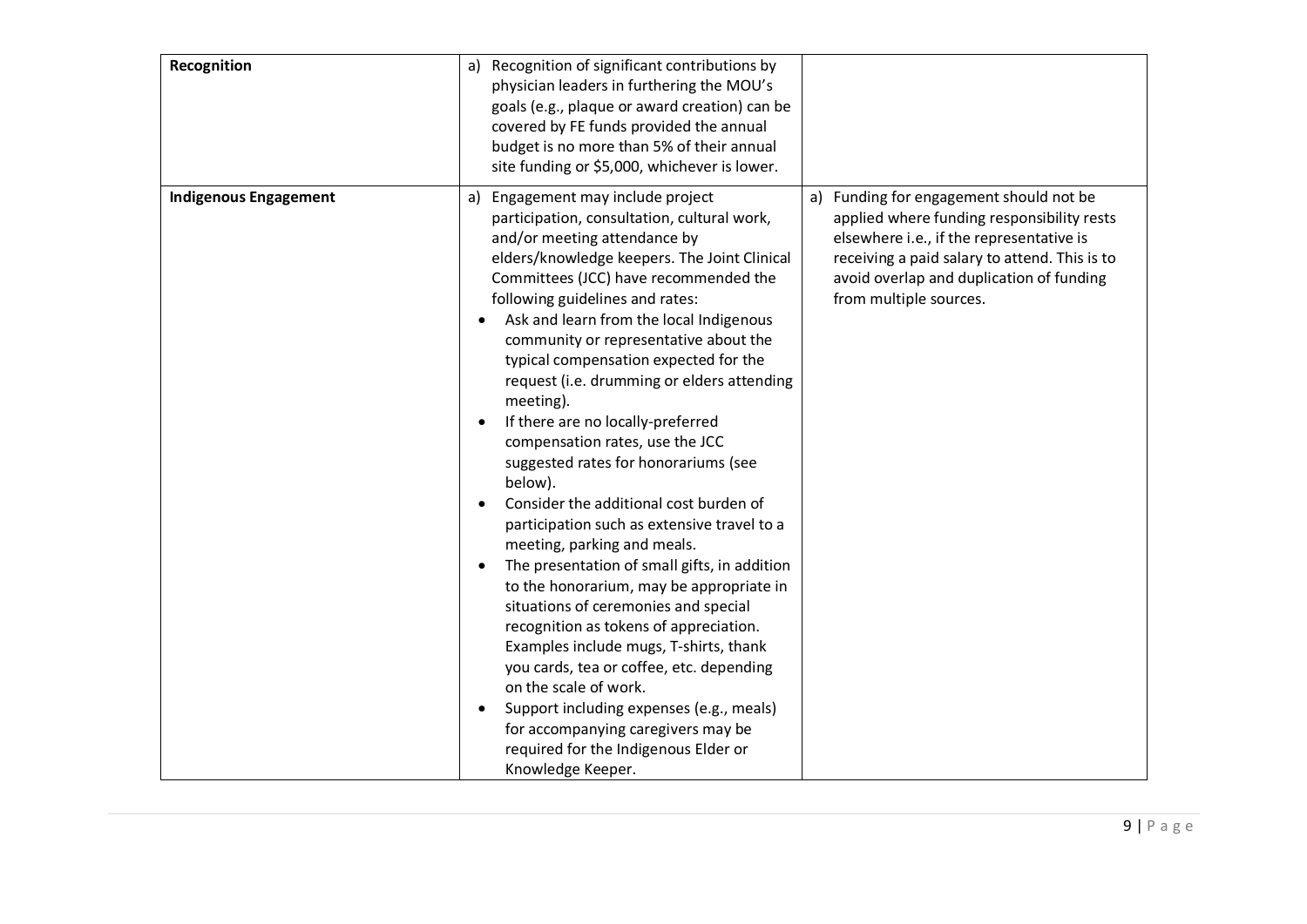| | | |
|---|---|---|
| **Recognition** | a) Recognition of significant contributions by physician leaders in furthering the MOU's goals (e.g., plaque or award creation) can be covered by FE funds provided the annual budget is no more than 5% of their annual site funding or $5,000, whichever is lower. | |
| **Indigenous Engagement** | a) Engagement may include project participation, consultation, cultural work, and/or meeting attendance by elders/knowledge keepers. The Joint Clinical Committees (JCC) have recommended the following guidelines and rates:<br>• Ask and learn from the local Indigenous community or representative about the typical compensation expected for the request (i.e. drumming or elders attending meeting).<br>• If there are no locally-preferred compensation rates, use the JCC suggested rates for honorariums (see below).<br>• Consider the additional cost burden of participation such as extensive travel to a meeting, parking and meals.<br>• The presentation of small gifts, in addition to the honorarium, may be appropriate in situations of ceremonies and special recognition as tokens of appreciation. Examples include mugs, T-shirts, thank you cards, tea or coffee, etc. depending on the scale of work.<br>• Support including expenses (e.g., meals) for accompanying caregivers may be required for the Indigenous Elder or Knowledge Keeper. | a) Funding for engagement should not be applied where funding responsibility rests elsewhere i.e., if the representative is receiving a paid salary to attend. This is to avoid overlap and duplication of funding from multiple sources. |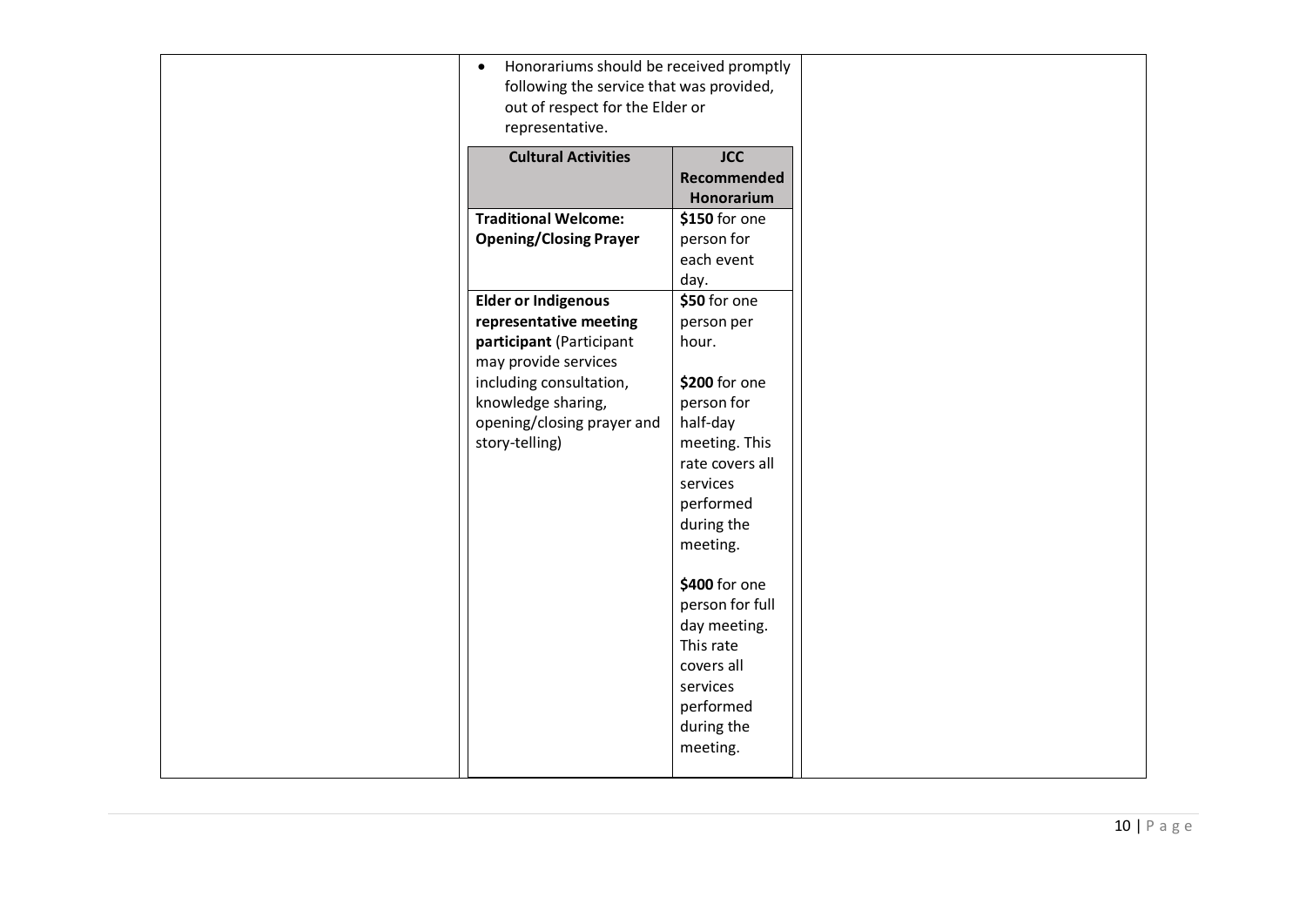- Honorariums should be received promptly following the service that was provided, out of respect for the Elder or representative.

| Cultural Activities | JCC Recommended Honorarium |
|---|---|
| **Traditional Welcome: Opening/Closing Prayer** | **$150** for one person for each event day. |
| **Elder or Indigenous representative meeting participant** (Participant may provide services including consultation, knowledge sharing, opening/closing prayer and story-telling) | **$50** for one person per hour.<br><br>**$200** for one person for half-day meeting. This rate covers all services performed during the meeting.<br><br>**$400** for one person for full day meeting. This rate covers all services performed during the meeting. |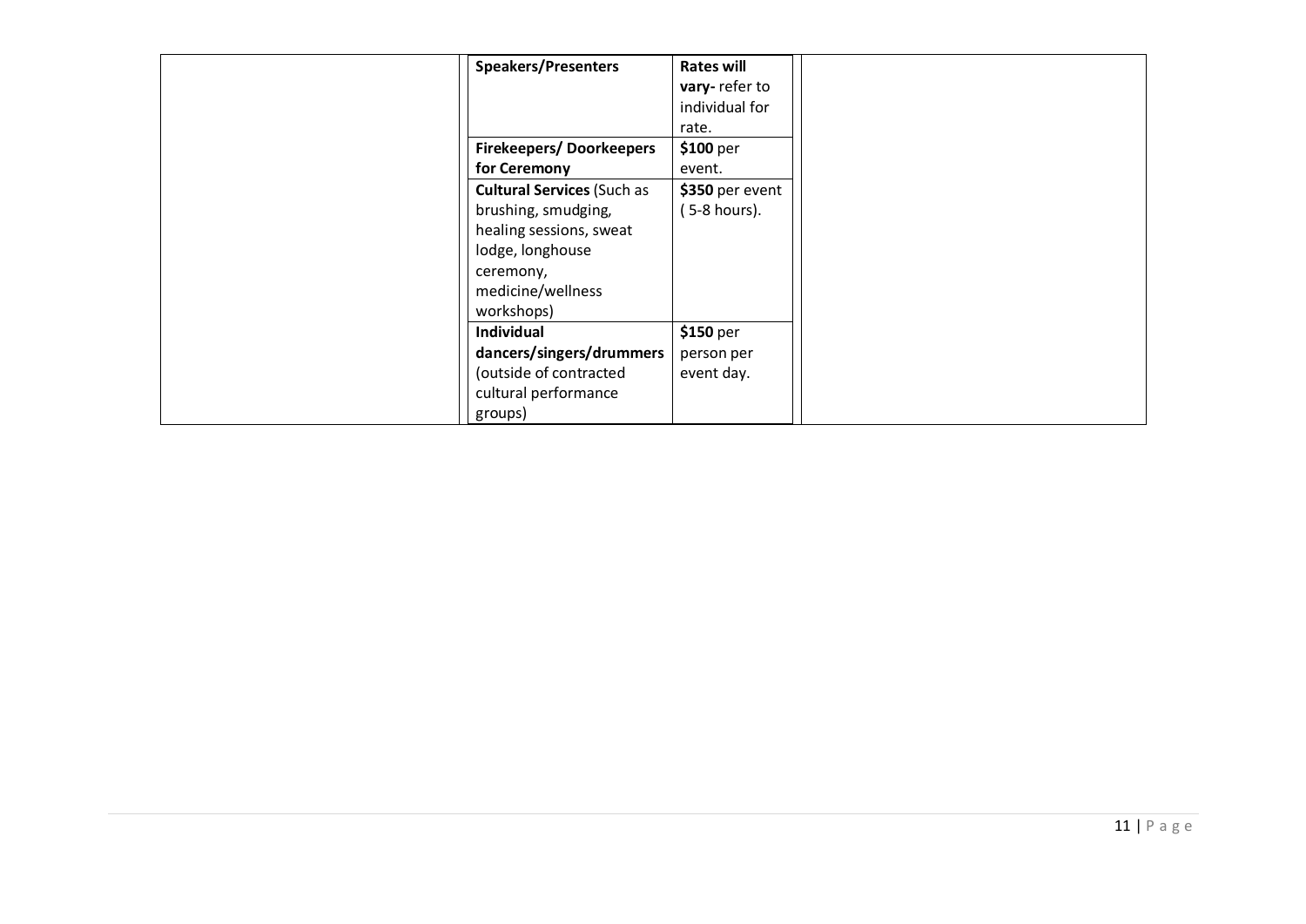| | | | |
|---|---|---|---|
| | **Speakers/Presenters** | **Rates will vary-** refer to individual for rate. | |
| | **Firekeepers/ Doorkeepers for Ceremony** | **$100** per event. | |
| | **Cultural Services** (Such as brushing, smudging, healing sessions, sweat lodge, longhouse ceremony, medicine/wellness workshops) | **$350** per event ( 5-8 hours). | |
| | **Individual dancers/singers/drummers** (outside of contracted cultural performance groups) | **$150** per person per event day. | |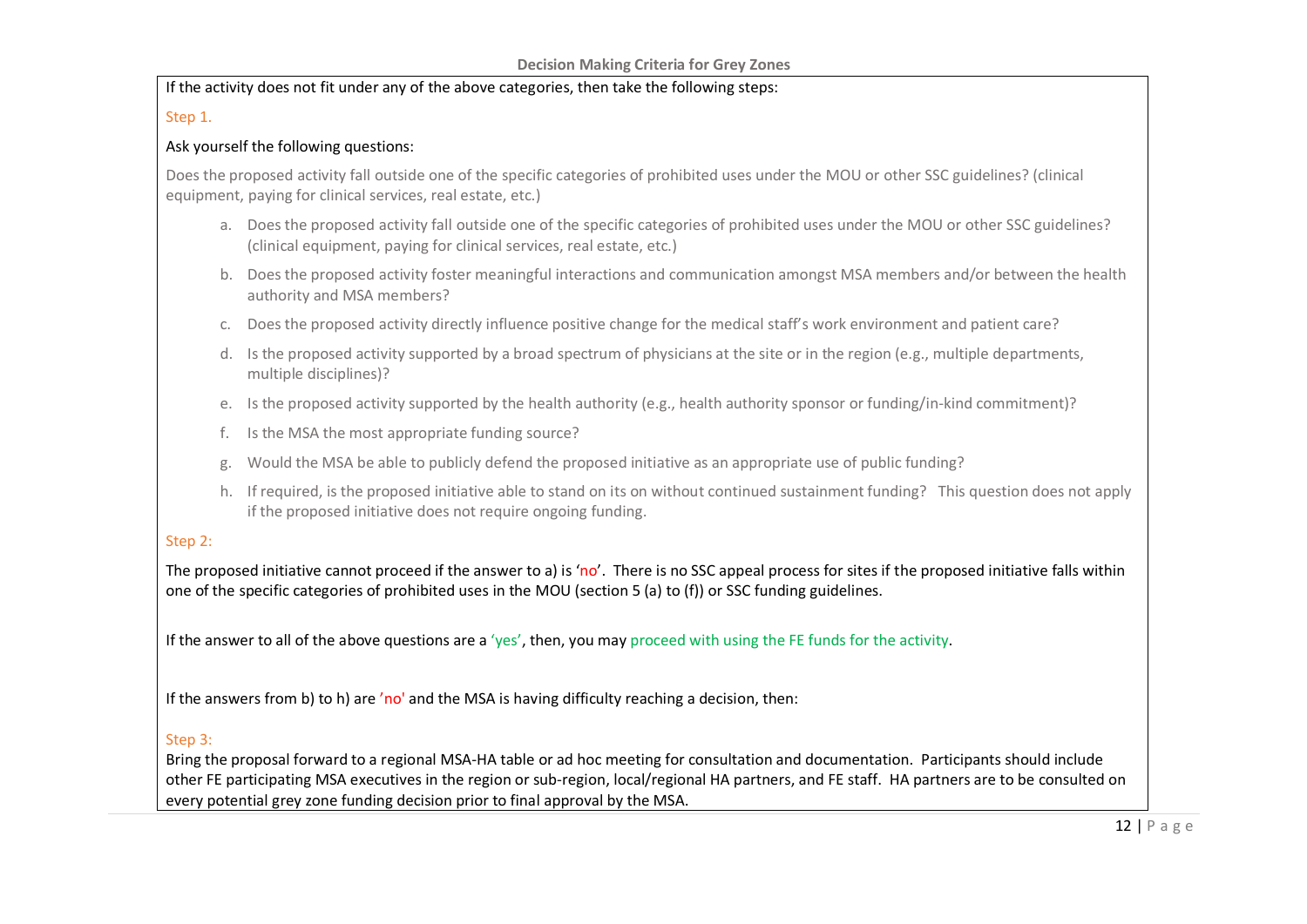## Decision Making Criteria for Grey Zones

If the activity does not fit under any of the above categories, then take the following steps:

Step 1.

Ask yourself the following questions:

Does the proposed activity fall outside one of the specific categories of prohibited uses under the MOU or other SSC guidelines? (clinical equipment, paying for clinical services, real estate, etc.)

a. Does the proposed activity fall outside one of the specific categories of prohibited uses under the MOU or other SSC guidelines? (clinical equipment, paying for clinical services, real estate, etc.)
b. Does the proposed activity foster meaningful interactions and communication amongst MSA members and/or between the health authority and MSA members?
c. Does the proposed activity directly influence positive change for the medical staff's work environment and patient care?
d. Is the proposed activity supported by a broad spectrum of physicians at the site or in the region (e.g., multiple departments, multiple disciplines)?
e. Is the proposed activity supported by the health authority (e.g., health authority sponsor or funding/in-kind commitment)?
f. Is the MSA the most appropriate funding source?
g. Would the MSA be able to publicly defend the proposed initiative as an appropriate use of public funding?
h. If required, is the proposed initiative able to stand on its on without continued sustainment funding? This question does not apply if the proposed initiative does not require ongoing funding.

Step 2:

The proposed initiative cannot proceed if the answer to a) is 'no'. There is no SSC appeal process for sites if the proposed initiative falls within one of the specific categories of prohibited uses in the MOU (section 5 (a) to (f)) or SSC funding guidelines.

If the answer to all of the above questions are a 'yes', then, you may proceed with using the FE funds for the activity.

If the answers from b) to h) are 'no' and the MSA is having difficulty reaching a decision, then:

Step 3:

Bring the proposal forward to a regional MSA-HA table or ad hoc meeting for consultation and documentation. Participants should include other FE participating MSA executives in the region or sub-region, local/regional HA partners, and FE staff. HA partners are to be consulted on every potential grey zone funding decision prior to final approval by the MSA.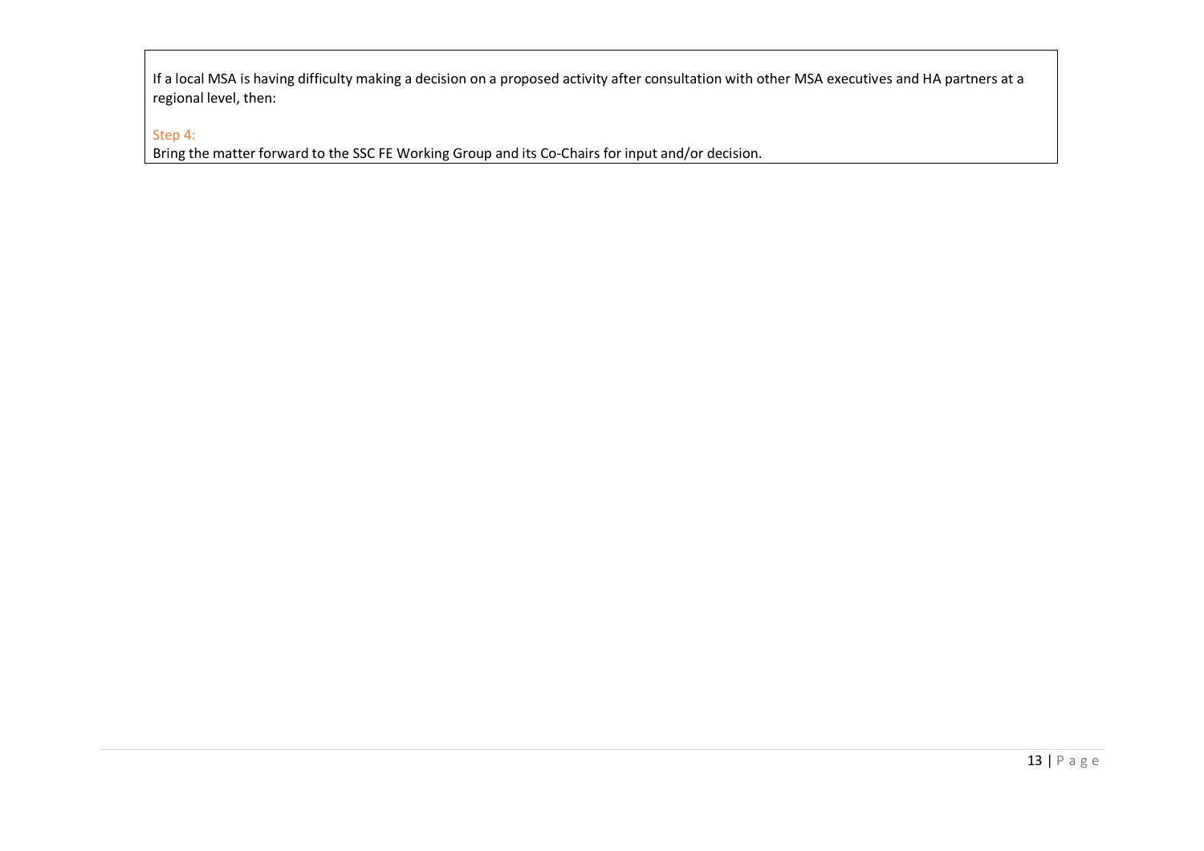If a local MSA is having difficulty making a decision on a proposed activity after consultation with other MSA executives and HA partners at a regional level, then:

Step 4:

Bring the matter forward to the SSC FE Working Group and its Co-Chairs for input and/or decision.